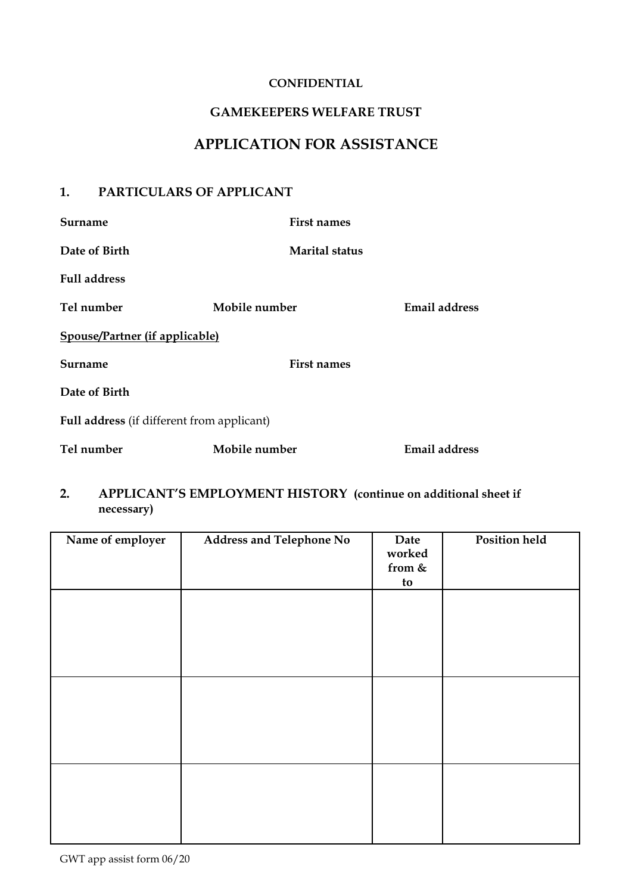**CONFIDENTIAL**

**GAMEKEEPERS WELFARE TRUST**

# APPLICATION FOR ASSISTANCE

## 1. PARTICULARS OF APPLICANT

**Surname** **First names**

**Date of Birth** **Marital status**

**Full address**

**Tel number** **Mobile number** **Email address**

**Spouse/Partner (if applicable)**

**Surname** **First names**

**Date of Birth**

**Full address** (if different from applicant)

**Tel number** **Mobile number** **Email address**

## 2. APPLICANT'S EMPLOYMENT HISTORY (continue on additional sheet if necessary)

| Name of employer | Address and Telephone No | Date worked from & to | Position held |
|---|---|---|---|
| | | | |
| | | | |
| | | | |

GWT app assist form 06/20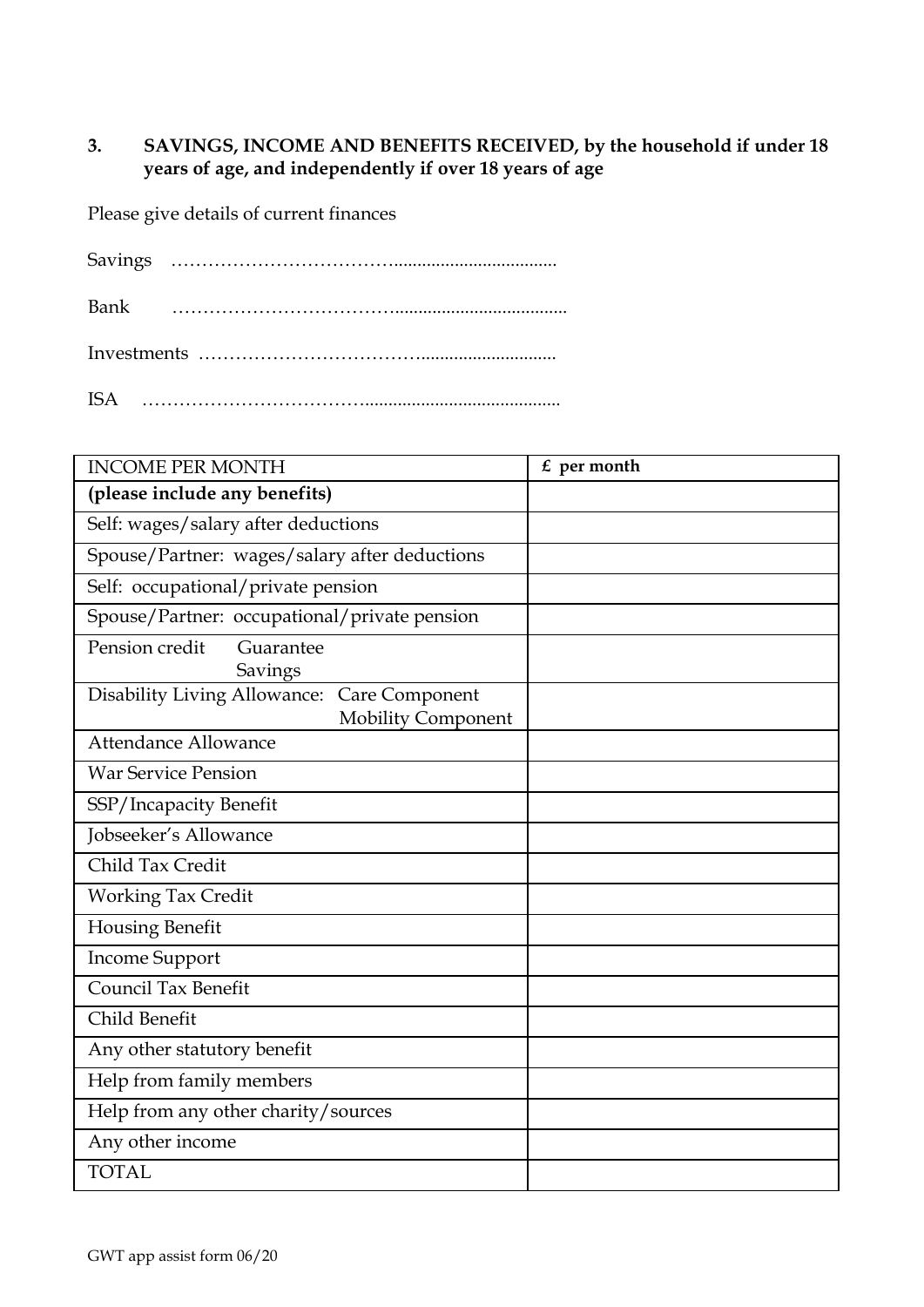### 3. SAVINGS, INCOME AND BENEFITS RECEIVED, by the household if under 18 years of age, and independently if over 18 years of age

Please give details of current finances

Savings ………………………………………………………………

Bank ………………………………………………………………

Investments ………………………………………………………

ISA ………………………………………………………………

| INCOME PER MONTH | £ per month |
|---|---|
| **(please include any benefits)** | |
| Self: wages/salary after deductions | |
| Spouse/Partner: wages/salary after deductions | |
| Self: occupational/private pension | |
| Spouse/Partner: occupational/private pension | |
| Pension credit Guarantee<br>Savings | |
| Disability Living Allowance: Care Component<br>Mobility Component | |
| Attendance Allowance | |
| War Service Pension | |
| SSP/Incapacity Benefit | |
| Jobseeker's Allowance | |
| Child Tax Credit | |
| Working Tax Credit | |
| Housing Benefit | |
| Income Support | |
| Council Tax Benefit | |
| Child Benefit | |
| Any other statutory benefit | |
| Help from family members | |
| Help from any other charity/sources | |
| Any other income | |
| TOTAL | |

GWT app assist form 06/20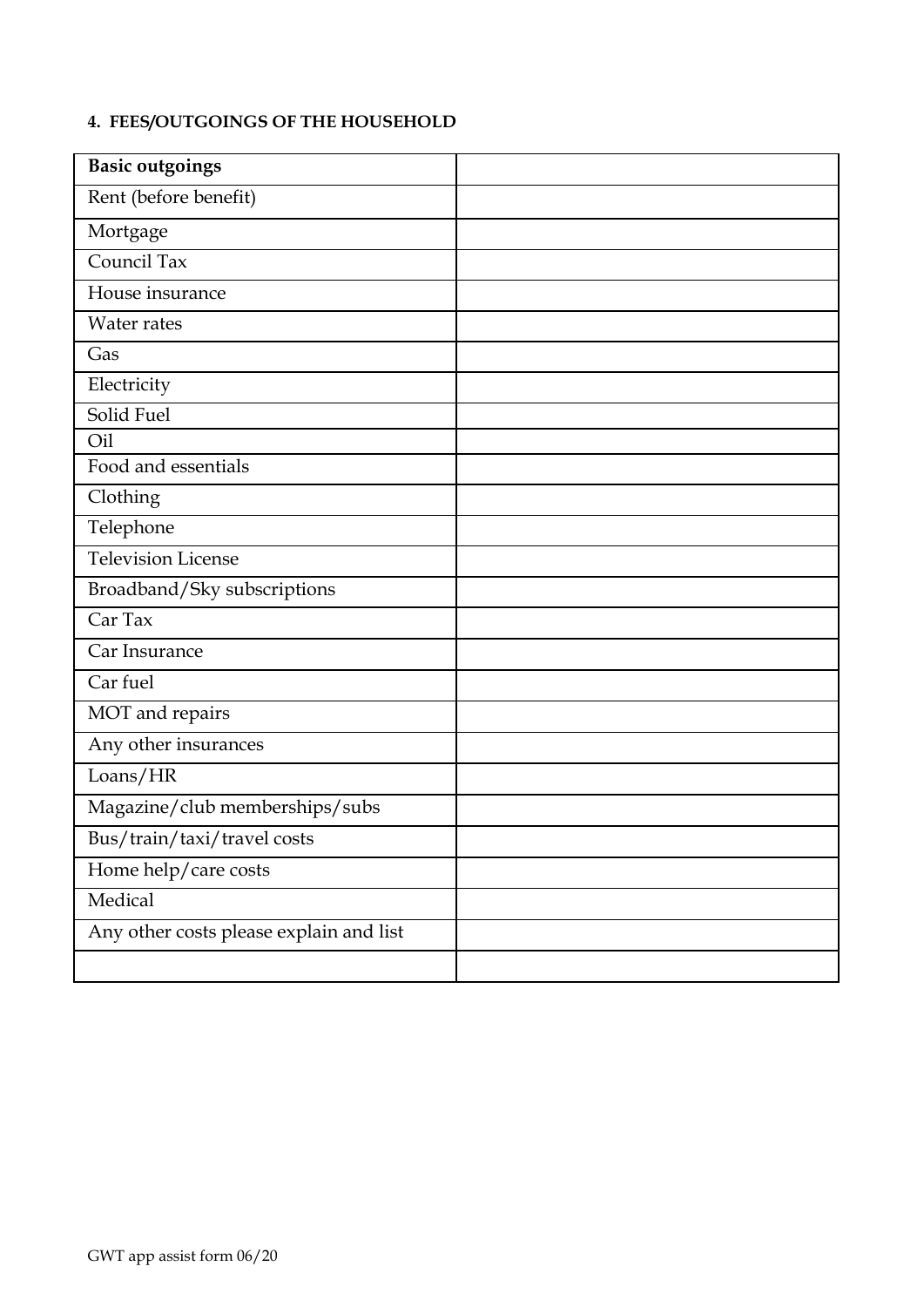#### 4. FEES/OUTGOINGS OF THE HOUSEHOLD

| **Basic outgoings** | |
|---|---|
| Rent (before benefit) | |
| Mortgage | |
| Council Tax | |
| House insurance | |
| Water rates | |
| Gas | |
| Electricity | |
| Solid Fuel | |
| Oil | |
| Food and essentials | |
| Clothing | |
| Telephone | |
| Television License | |
| Broadband/Sky subscriptions | |
| Car Tax | |
| Car Insurance | |
| Car fuel | |
| MOT and repairs | |
| Any other insurances | |
| Loans/HR | |
| Magazine/club memberships/subs | |
| Bus/train/taxi/travel costs | |
| Home help/care costs | |
| Medical | |
| Any other costs please explain and list | |
| | |

GWT app assist form 06/20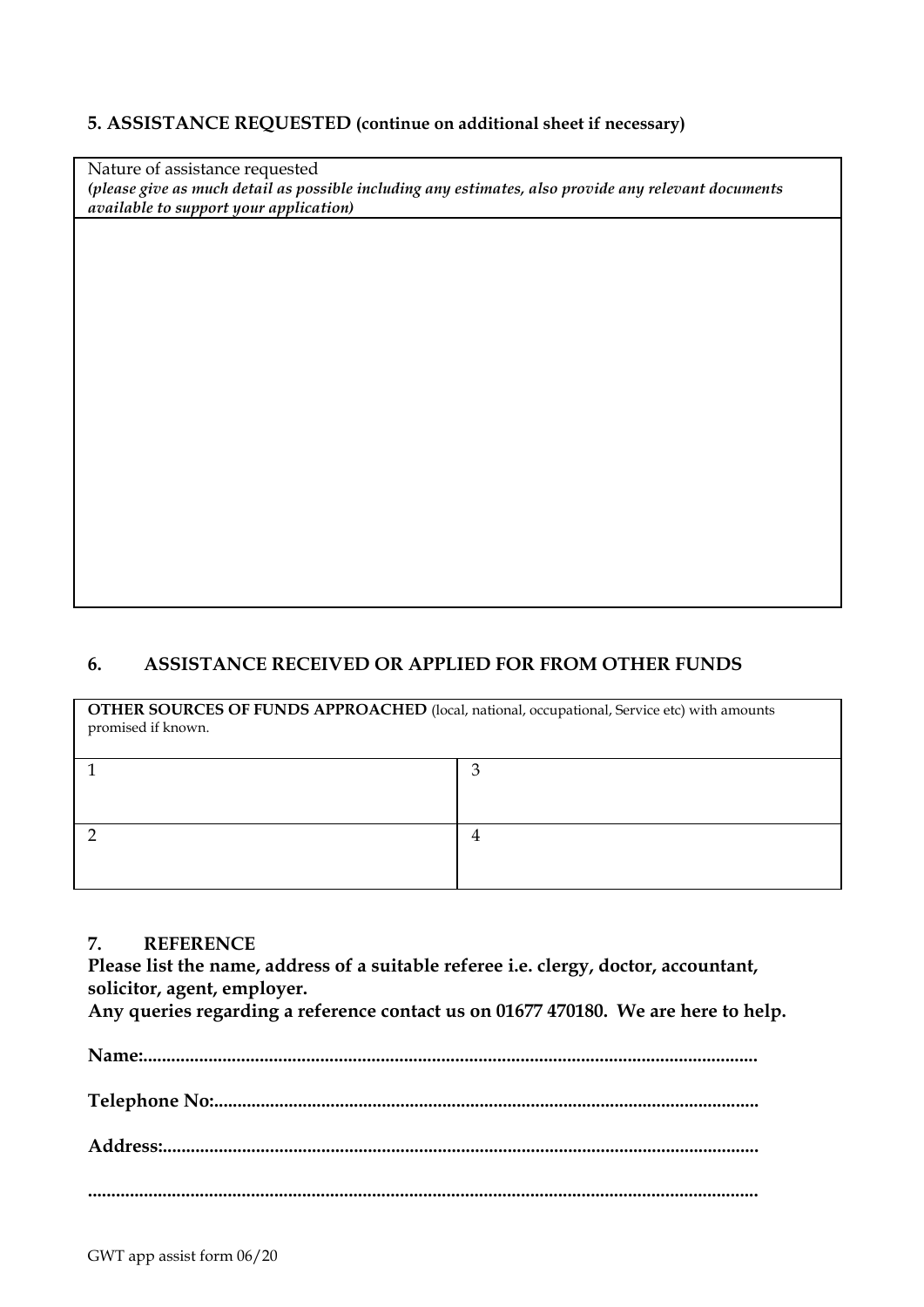## 5. ASSISTANCE REQUESTED (continue on additional sheet if necessary)

| Nature of assistance requested<br>***(please give as much detail as possible including any estimates, also provide any relevant documents available to support your application)*** |
|---|
| |

## 6. ASSISTANCE RECEIVED OR APPLIED FOR FROM OTHER FUNDS

| **OTHER SOURCES OF FUNDS APPROACHED** (local, national, occupational, Service etc) with amounts promised if known. | |
|---|---|
| 1 | 3 |
| 2 | 4 |

## 7. REFERENCE

**Please list the name, address of a suitable referee i.e. clergy, doctor, accountant, solicitor, agent, employer.**
**Any queries regarding a reference contact us on 01677 470180. We are here to help.**

**Name:**.................................................................................................................................

**Telephone No:**...................................................................................................................

**Address:**.............................................................................................................................

.................................................................................................................................................

GWT app assist form 06/20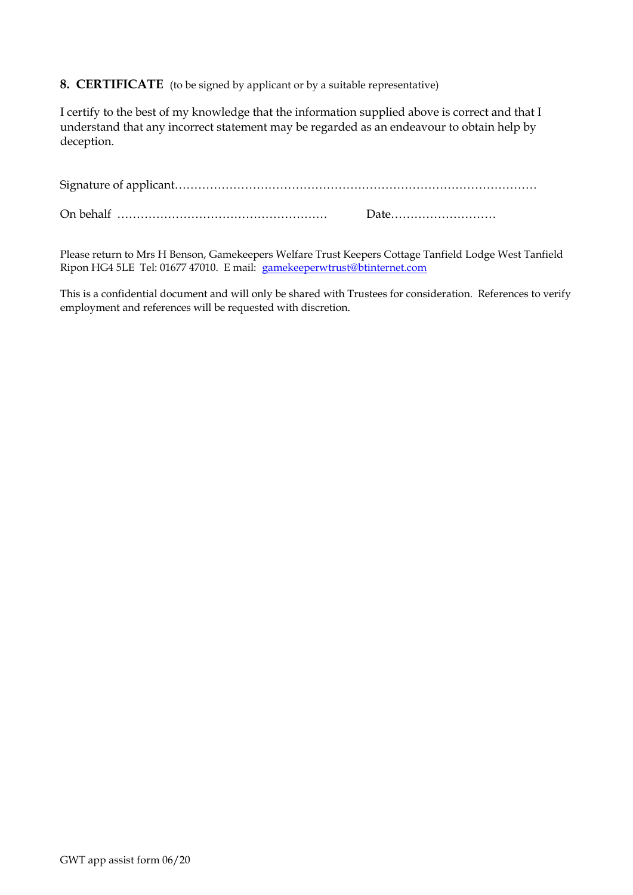## 8. CERTIFICATE (to be signed by applicant or by a suitable representative)

I certify to the best of my knowledge that the information supplied above is correct and that I understand that any incorrect statement may be regarded as an endeavour to obtain help by deception.

Signature of applicant……………………………………………………………………………………

On behalf ………………………………………………… Date………………………

Please return to Mrs H Benson, Gamekeepers Welfare Trust Keepers Cottage Tanfield Lodge West Tanfield Ripon HG4 5LE Tel: 01677 47010. E mail: gamekeeperwtrust@btinternet.com

This is a confidential document and will only be shared with Trustees for consideration. References to verify employment and references will be requested with discretion.

GWT app assist form 06/20